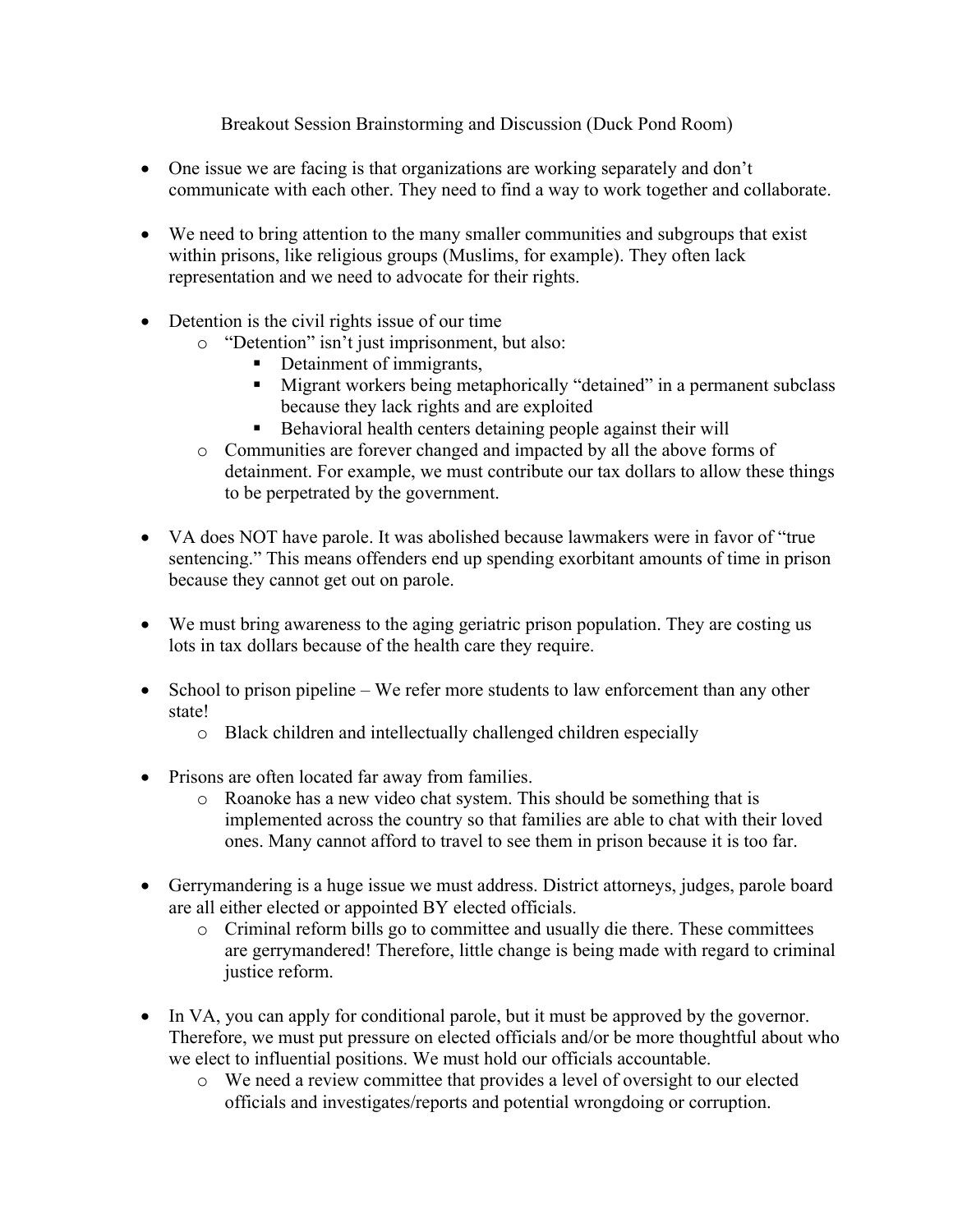# Breakout Session Brainstorming and Discussion (Duck Pond Room)

- One issue we are facing is that organizations are working separately and don't communicate with each other. They need to find a way to work together and collaborate.

- We need to bring attention to the many smaller communities and subgroups that exist within prisons, like religious groups (Muslims, for example). They often lack representation and we need to advocate for their rights.

- Detention is the civil rights issue of our time
  - "Detention" isn't just imprisonment, but also:
    - Detainment of immigrants,
    - Migrant workers being metaphorically "detained" in a permanent subclass because they lack rights and are exploited
    - Behavioral health centers detaining people against their will
  - Communities are forever changed and impacted by all the above forms of detainment. For example, we must contribute our tax dollars to allow these things to be perpetrated by the government.

- VA does NOT have parole. It was abolished because lawmakers were in favor of "true sentencing." This means offenders end up spending exorbitant amounts of time in prison because they cannot get out on parole.

- We must bring awareness to the aging geriatric prison population. They are costing us lots in tax dollars because of the health care they require.

- School to prison pipeline – We refer more students to law enforcement than any other state!
  - Black children and intellectually challenged children especially

- Prisons are often located far away from families.
  - Roanoke has a new video chat system. This should be something that is implemented across the country so that families are able to chat with their loved ones. Many cannot afford to travel to see them in prison because it is too far.

- Gerrymandering is a huge issue we must address. District attorneys, judges, parole board are all either elected or appointed BY elected officials.
  - Criminal reform bills go to committee and usually die there. These committees are gerrymandered! Therefore, little change is being made with regard to criminal justice reform.

- In VA, you can apply for conditional parole, but it must be approved by the governor. Therefore, we must put pressure on elected officials and/or be more thoughtful about who we elect to influential positions. We must hold our officials accountable.
  - We need a review committee that provides a level of oversight to our elected officials and investigates/reports and potential wrongdoing or corruption.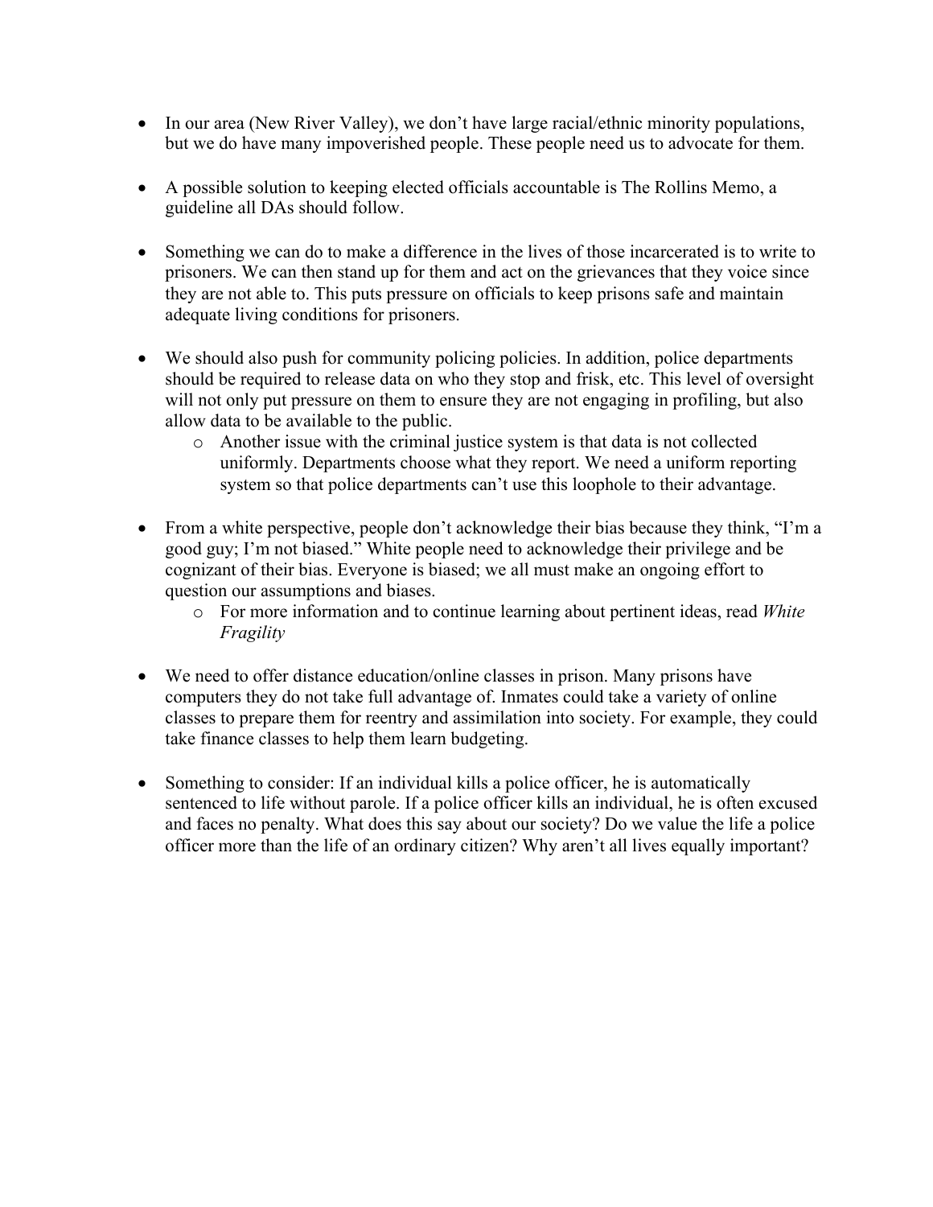- In our area (New River Valley), we don't have large racial/ethnic minority populations, but we do have many impoverished people. These people need us to advocate for them.

- A possible solution to keeping elected officials accountable is The Rollins Memo, a guideline all DAs should follow.

- Something we can do to make a difference in the lives of those incarcerated is to write to prisoners. We can then stand up for them and act on the grievances that they voice since they are not able to. This puts pressure on officials to keep prisons safe and maintain adequate living conditions for prisoners.

- We should also push for community policing policies. In addition, police departments should be required to release data on who they stop and frisk, etc. This level of oversight will not only put pressure on them to ensure they are not engaging in profiling, but also allow data to be available to the public.
  - Another issue with the criminal justice system is that data is not collected uniformly. Departments choose what they report. We need a uniform reporting system so that police departments can't use this loophole to their advantage.

- From a white perspective, people don't acknowledge their bias because they think, "I'm a good guy; I'm not biased." White people need to acknowledge their privilege and be cognizant of their bias. Everyone is biased; we all must make an ongoing effort to question our assumptions and biases.
  - For more information and to continue learning about pertinent ideas, read *White Fragility*

- We need to offer distance education/online classes in prison. Many prisons have computers they do not take full advantage of. Inmates could take a variety of online classes to prepare them for reentry and assimilation into society. For example, they could take finance classes to help them learn budgeting.

- Something to consider: If an individual kills a police officer, he is automatically sentenced to life without parole. If a police officer kills an individual, he is often excused and faces no penalty. What does this say about our society? Do we value the life a police officer more than the life of an ordinary citizen? Why aren't all lives equally important?